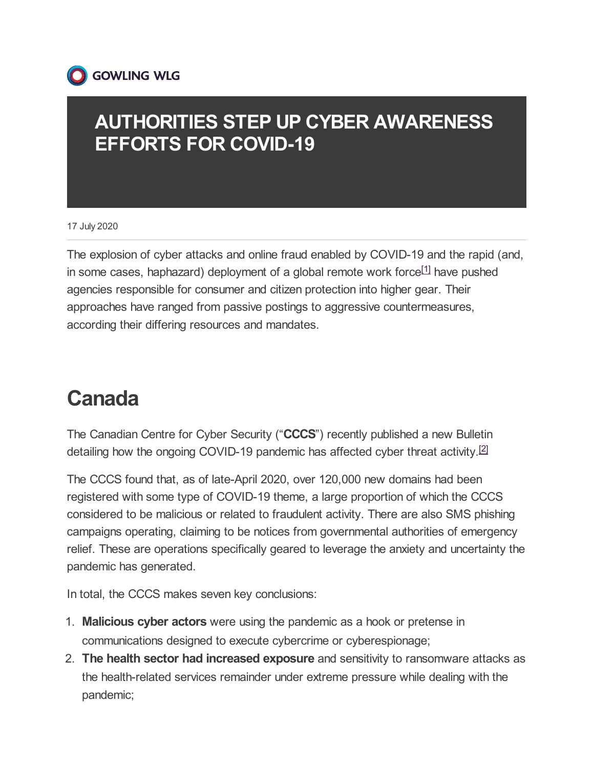GOWLING WLG

# AUTHORITIES STEP UP CYBER AWARENESS EFFORTS FOR COVID-19

17 July 2020

The explosion of cyber attacks and online fraud enabled by COVID-19 and the rapid (and, in some cases, haphazard) deployment of a global remote work force[1] have pushed agencies responsible for consumer and citizen protection into higher gear. Their approaches have ranged from passive postings to aggressive countermeasures, according their differing resources and mandates.

## Canada

The Canadian Centre for Cyber Security ("**CCCS**") recently published a new Bulletin detailing how the ongoing COVID-19 pandemic has affected cyber threat activity.[2]

The CCCS found that, as of late-April 2020, over 120,000 new domains had been registered with some type of COVID-19 theme, a large proportion of which the CCCS considered to be malicious or related to fraudulent activity. There are also SMS phishing campaigns operating, claiming to be notices from governmental authorities of emergency relief. These are operations specifically geared to leverage the anxiety and uncertainty the pandemic has generated.

In total, the CCCS makes seven key conclusions:

1. **Malicious cyber actors** were using the pandemic as a hook or pretense in communications designed to execute cybercrime or cyberespionage;
2. **The health sector had increased exposure** and sensitivity to ransomware attacks as the health-related services remainder under extreme pressure while dealing with the pandemic;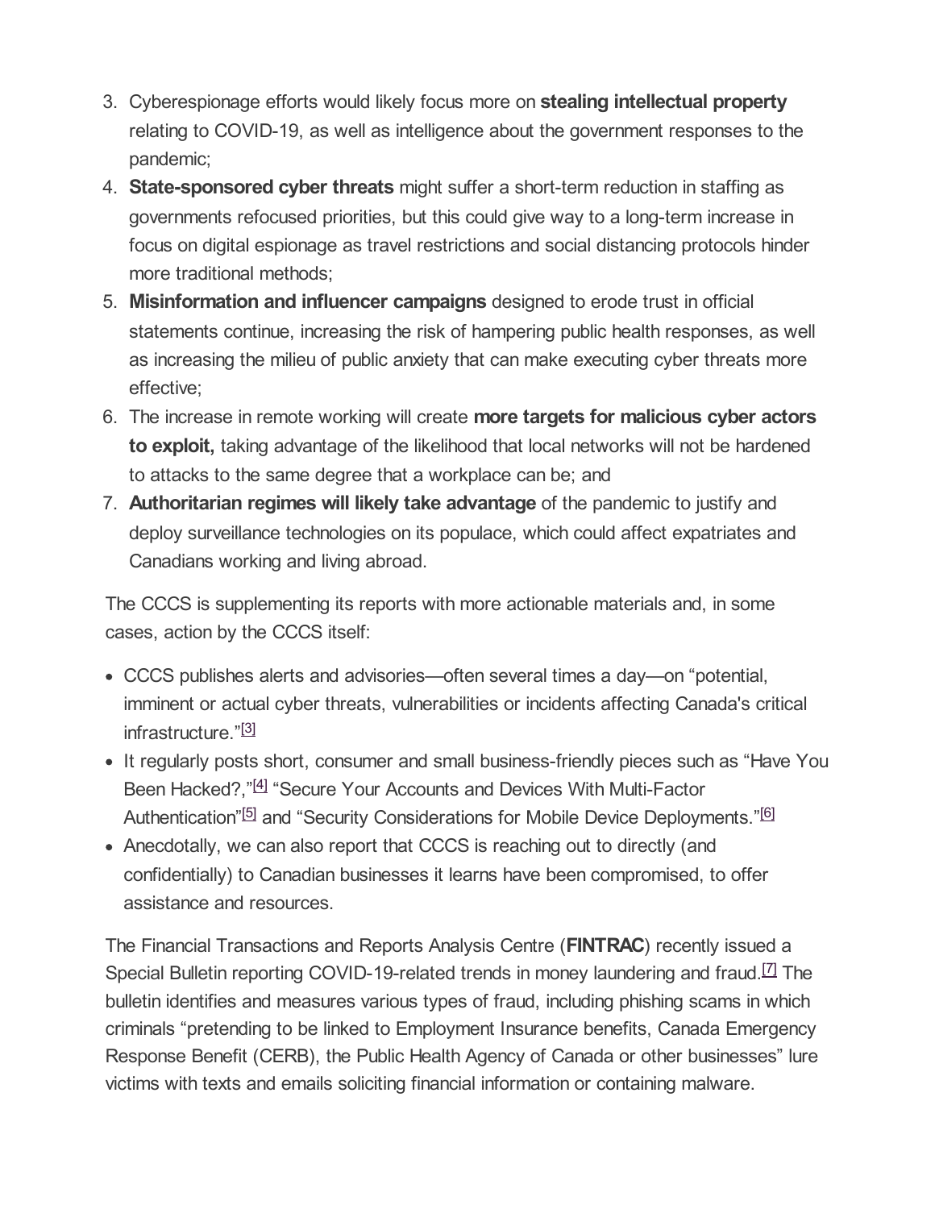3. Cyberespionage efforts would likely focus more on **stealing intellectual property** relating to COVID-19, as well as intelligence about the government responses to the pandemic;
4. **State-sponsored cyber threats** might suffer a short-term reduction in staffing as governments refocused priorities, but this could give way to a long-term increase in focus on digital espionage as travel restrictions and social distancing protocols hinder more traditional methods;
5. **Misinformation and influencer campaigns** designed to erode trust in official statements continue, increasing the risk of hampering public health responses, as well as increasing the milieu of public anxiety that can make executing cyber threats more effective;
6. The increase in remote working will create **more targets for malicious cyber actors to exploit,** taking advantage of the likelihood that local networks will not be hardened to attacks to the same degree that a workplace can be; and
7. **Authoritarian regimes will likely take advantage** of the pandemic to justify and deploy surveillance technologies on its populace, which could affect expatriates and Canadians working and living abroad.

The CCCS is supplementing its reports with more actionable materials and, in some cases, action by the CCCS itself:

- CCCS publishes alerts and advisories—often several times a day—on "potential, imminent or actual cyber threats, vulnerabilities or incidents affecting Canada's critical infrastructure."[3]
- It regularly posts short, consumer and small business-friendly pieces such as "Have You Been Hacked?,"[4] "Secure Your Accounts and Devices With Multi-Factor Authentication"[5] and "Security Considerations for Mobile Device Deployments."[6]
- Anecdotally, we can also report that CCCS is reaching out to directly (and confidentially) to Canadian businesses it learns have been compromised, to offer assistance and resources.

The Financial Transactions and Reports Analysis Centre (**FINTRAC**) recently issued a Special Bulletin reporting COVID-19-related trends in money laundering and fraud.[7] The bulletin identifies and measures various types of fraud, including phishing scams in which criminals "pretending to be linked to Employment Insurance benefits, Canada Emergency Response Benefit (CERB), the Public Health Agency of Canada or other businesses" lure victims with texts and emails soliciting financial information or containing malware.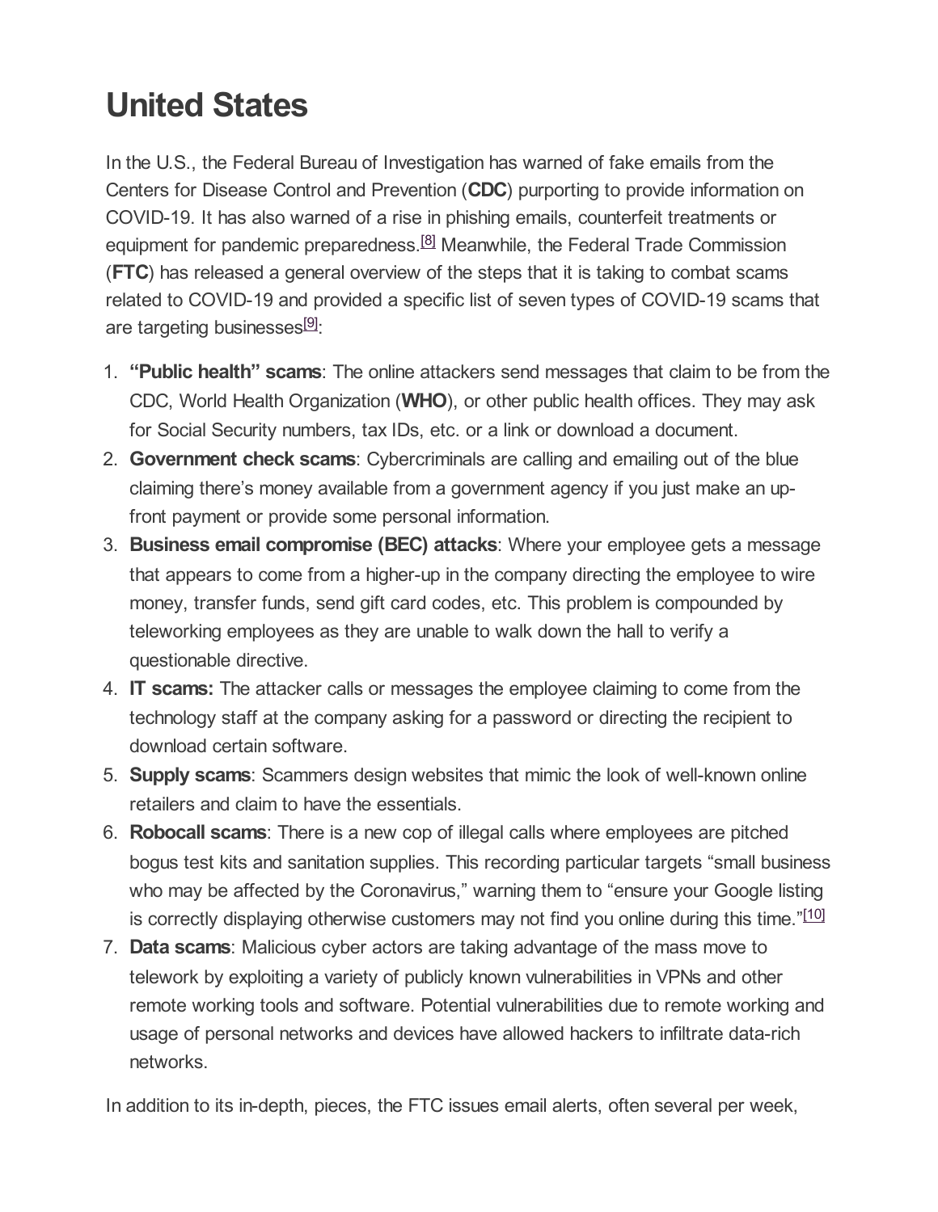# United States

In the U.S., the Federal Bureau of Investigation has warned of fake emails from the Centers for Disease Control and Prevention (**CDC**) purporting to provide information on COVID-19. It has also warned of a rise in phishing emails, counterfeit treatments or equipment for pandemic preparedness.[8] Meanwhile, the Federal Trade Commission (**FTC**) has released a general overview of the steps that it is taking to combat scams related to COVID-19 and provided a specific list of seven types of COVID-19 scams that are targeting businesses[9]:

1. **"Public health" scams**: The online attackers send messages that claim to be from the CDC, World Health Organization (**WHO**), or other public health offices. They may ask for Social Security numbers, tax IDs, etc. or a link or download a document.
2. **Government check scams**: Cybercriminals are calling and emailing out of the blue claiming there's money available from a government agency if you just make an up-front payment or provide some personal information.
3. **Business email compromise (BEC) attacks**: Where your employee gets a message that appears to come from a higher-up in the company directing the employee to wire money, transfer funds, send gift card codes, etc. This problem is compounded by teleworking employees as they are unable to walk down the hall to verify a questionable directive.
4. **IT scams:** The attacker calls or messages the employee claiming to come from the technology staff at the company asking for a password or directing the recipient to download certain software.
5. **Supply scams**: Scammers design websites that mimic the look of well-known online retailers and claim to have the essentials.
6. **Robocall scams**: There is a new cop of illegal calls where employees are pitched bogus test kits and sanitation supplies. This recording particular targets "small business who may be affected by the Coronavirus," warning them to "ensure your Google listing is correctly displaying otherwise customers may not find you online during this time."[10]
7. **Data scams**: Malicious cyber actors are taking advantage of the mass move to telework by exploiting a variety of publicly known vulnerabilities in VPNs and other remote working tools and software. Potential vulnerabilities due to remote working and usage of personal networks and devices have allowed hackers to infiltrate data-rich networks.

In addition to its in-depth, pieces, the FTC issues email alerts, often several per week,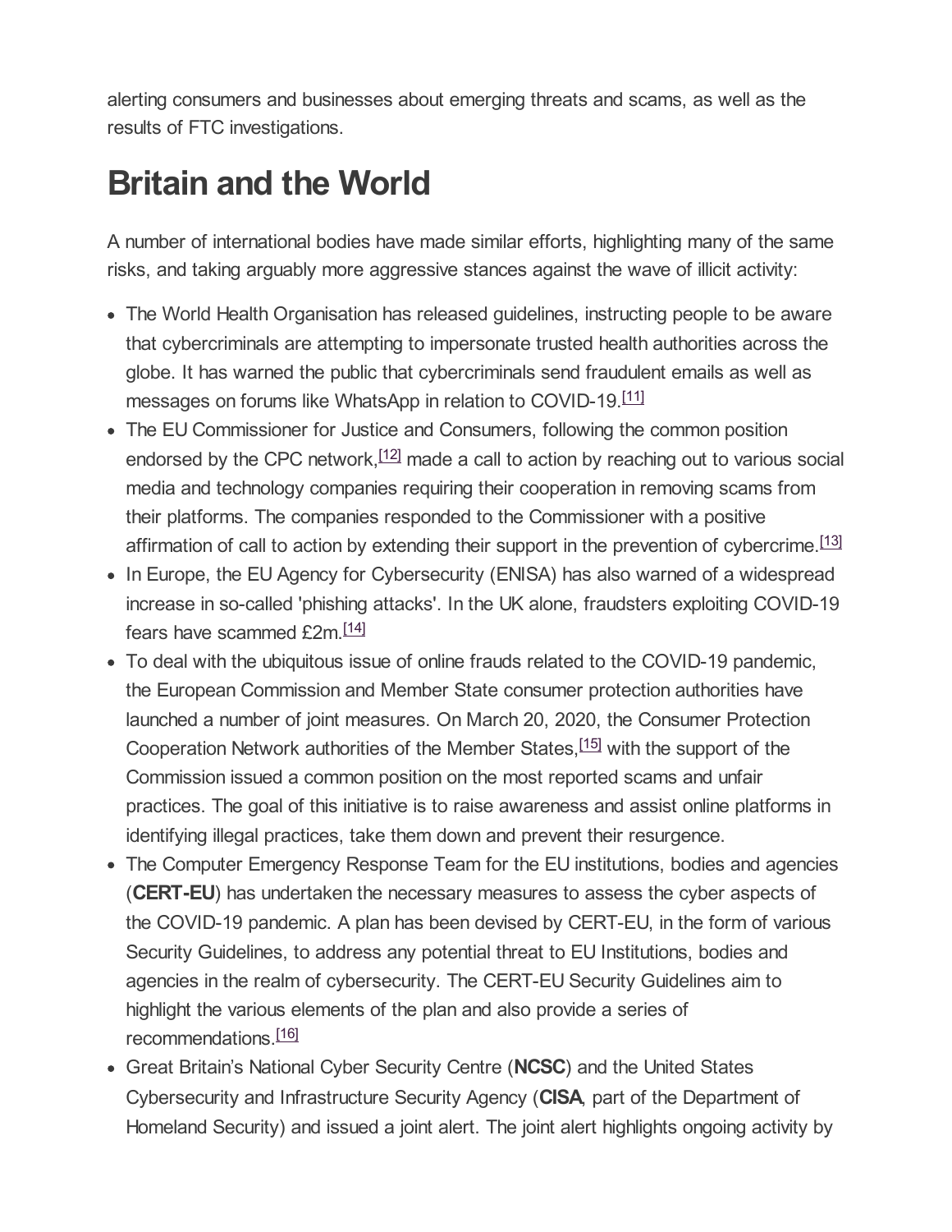alerting consumers and businesses about emerging threats and scams, as well as the results of FTC investigations.

# Britain and the World

A number of international bodies have made similar efforts, highlighting many of the same risks, and taking arguably more aggressive stances against the wave of illicit activity:

- The World Health Organisation has released guidelines, instructing people to be aware that cybercriminals are attempting to impersonate trusted health authorities across the globe. It has warned the public that cybercriminals send fraudulent emails as well as messages on forums like WhatsApp in relation to COVID-19.[11]
- The EU Commissioner for Justice and Consumers, following the common position endorsed by the CPC network,[12] made a call to action by reaching out to various social media and technology companies requiring their cooperation in removing scams from their platforms. The companies responded to the Commissioner with a positive affirmation of call to action by extending their support in the prevention of cybercrime.[13]
- In Europe, the EU Agency for Cybersecurity (ENISA) has also warned of a widespread increase in so-called 'phishing attacks'. In the UK alone, fraudsters exploiting COVID-19 fears have scammed £2m.[14]
- To deal with the ubiquitous issue of online frauds related to the COVID-19 pandemic, the European Commission and Member State consumer protection authorities have launched a number of joint measures. On March 20, 2020, the Consumer Protection Cooperation Network authorities of the Member States,[15] with the support of the Commission issued a common position on the most reported scams and unfair practices. The goal of this initiative is to raise awareness and assist online platforms in identifying illegal practices, take them down and prevent their resurgence.
- The Computer Emergency Response Team for the EU institutions, bodies and agencies (**CERT-EU**) has undertaken the necessary measures to assess the cyber aspects of the COVID-19 pandemic. A plan has been devised by CERT-EU, in the form of various Security Guidelines, to address any potential threat to EU Institutions, bodies and agencies in the realm of cybersecurity. The CERT-EU Security Guidelines aim to highlight the various elements of the plan and also provide a series of recommendations.[16]
- Great Britain's National Cyber Security Centre (**NCSC**) and the United States Cybersecurity and Infrastructure Security Agency (**CISA**, part of the Department of Homeland Security) and issued a joint alert. The joint alert highlights ongoing activity by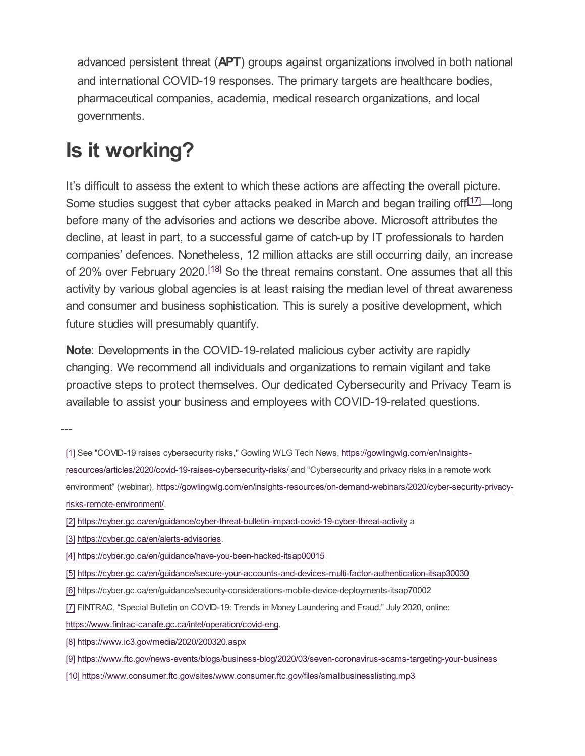advanced persistent threat (**APT**) groups against organizations involved in both national and international COVID-19 responses. The primary targets are healthcare bodies, pharmaceutical companies, academia, medical research organizations, and local governments.

# Is it working?

It's difficult to assess the extent to which these actions are affecting the overall picture. Some studies suggest that cyber attacks peaked in March and began trailing off[17]—long before many of the advisories and actions we describe above. Microsoft attributes the decline, at least in part, to a successful game of catch-up by IT professionals to harden companies' defences. Nonetheless, 12 million attacks are still occurring daily, an increase of 20% over February 2020.[18] So the threat remains constant. One assumes that all this activity by various global agencies is at least raising the median level of threat awareness and consumer and business sophistication. This is surely a positive development, which future studies will presumably quantify.

**Note**: Developments in the COVID-19-related malicious cyber activity are rapidly changing. We recommend all individuals and organizations to remain vigilant and take proactive steps to protect themselves. Our dedicated Cybersecurity and Privacy Team is available to assist your business and employees with COVID-19-related questions.

---

[1] See "COVID-19 raises cybersecurity risks," Gowling WLG Tech News, https://gowlingwlg.com/en/insights-resources/articles/2020/covid-19-raises-cybersecurity-risks/ and "Cybersecurity and privacy risks in a remote work environment" (webinar), https://gowlingwlg.com/en/insights-resources/on-demand-webinars/2020/cyber-security-privacy-risks-remote-environment/.

[2] https://cyber.gc.ca/en/guidance/cyber-threat-bulletin-impact-covid-19-cyber-threat-activity a

[3] https://cyber.gc.ca/en/alerts-advisories.

[4] https://cyber.gc.ca/en/guidance/have-you-been-hacked-itsap00015

[5] https://cyber.gc.ca/en/guidance/secure-your-accounts-and-devices-multi-factor-authentication-itsap30030

[6] https://cyber.gc.ca/en/guidance/security-considerations-mobile-device-deployments-itsap70002

[7] FINTRAC, "Special Bulletin on COVID-19: Trends in Money Laundering and Fraud," July 2020, online: https://www.fintrac-canafe.gc.ca/intel/operation/covid-eng.

[8] https://www.ic3.gov/media/2020/200320.aspx

[9] https://www.ftc.gov/news-events/blogs/business-blog/2020/03/seven-coronavirus-scams-targeting-your-business

[10] https://www.consumer.ftc.gov/sites/www.consumer.ftc.gov/files/smallbusinesslisting.mp3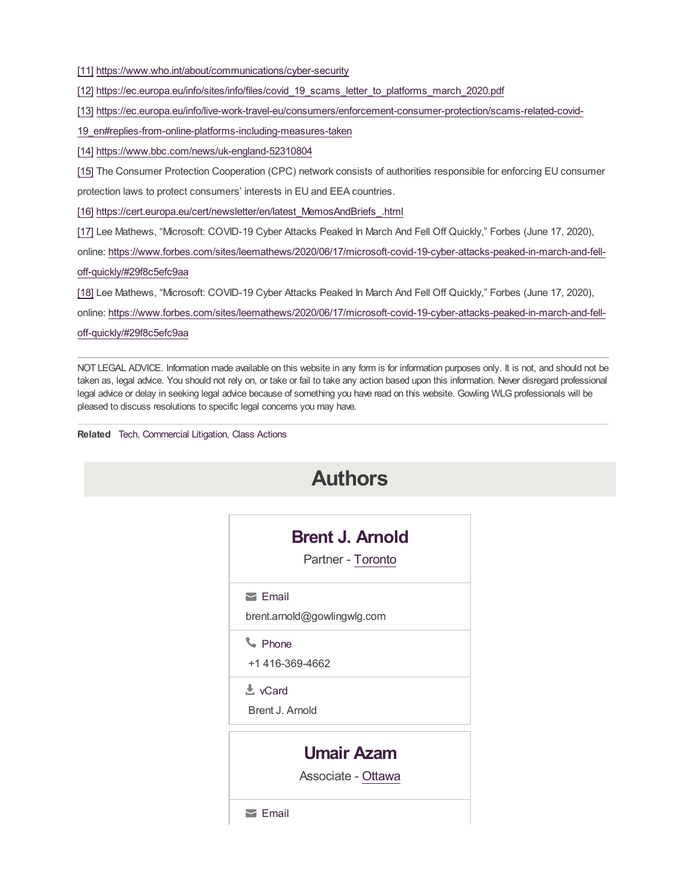[11] https://www.who.int/about/communications/cyber-security

[12] https://ec.europa.eu/info/sites/info/files/covid_19_scams_letter_to_platforms_march_2020.pdf

[13] https://ec.europa.eu/info/live-work-travel-eu/consumers/enforcement-consumer-protection/scams-related-covid-19_en#replies-from-online-platforms-including-measures-taken

[14] https://www.bbc.com/news/uk-england-52310804

[15] The Consumer Protection Cooperation (CPC) network consists of authorities responsible for enforcing EU consumer protection laws to protect consumers' interests in EU and EEA countries.

[16] https://cert.europa.eu/cert/newsletter/en/latest_MemosAndBriefs_.html

[17] Lee Mathews, "Microsoft: COVID-19 Cyber Attacks Peaked In March And Fell Off Quickly," Forbes (June 17, 2020), online: https://www.forbes.com/sites/leemathews/2020/06/17/microsoft-covid-19-cyber-attacks-peaked-in-march-and-fell-off-quickly/#29f8c5efc9aa

[18] Lee Mathews, "Microsoft: COVID-19 Cyber Attacks Peaked In March And Fell Off Quickly," Forbes (June 17, 2020), online: https://www.forbes.com/sites/leemathews/2020/06/17/microsoft-covid-19-cyber-attacks-peaked-in-march-and-fell-off-quickly/#29f8c5efc9aa

---

NOT LEGAL ADVICE. Information made available on this website in any form is for information purposes only. It is not, and should not be taken as, legal advice. You should not rely on, or take or fail to take any action based upon this information. Never disregard professional legal advice or delay in seeking legal advice because of something you have read on this website. Gowling WLG professionals will be pleased to discuss resolutions to specific legal concerns you may have.

---

**Related** Tech, Commercial Litigation, Class Actions

## Authors

### Brent J. Arnold

Partner - Toronto

Email

brent.arnold@gowlingwlg.com

Phone

+1 416-369-4662

vCard

Brent J. Arnold

### Umair Azam

Associate - Ottawa

Email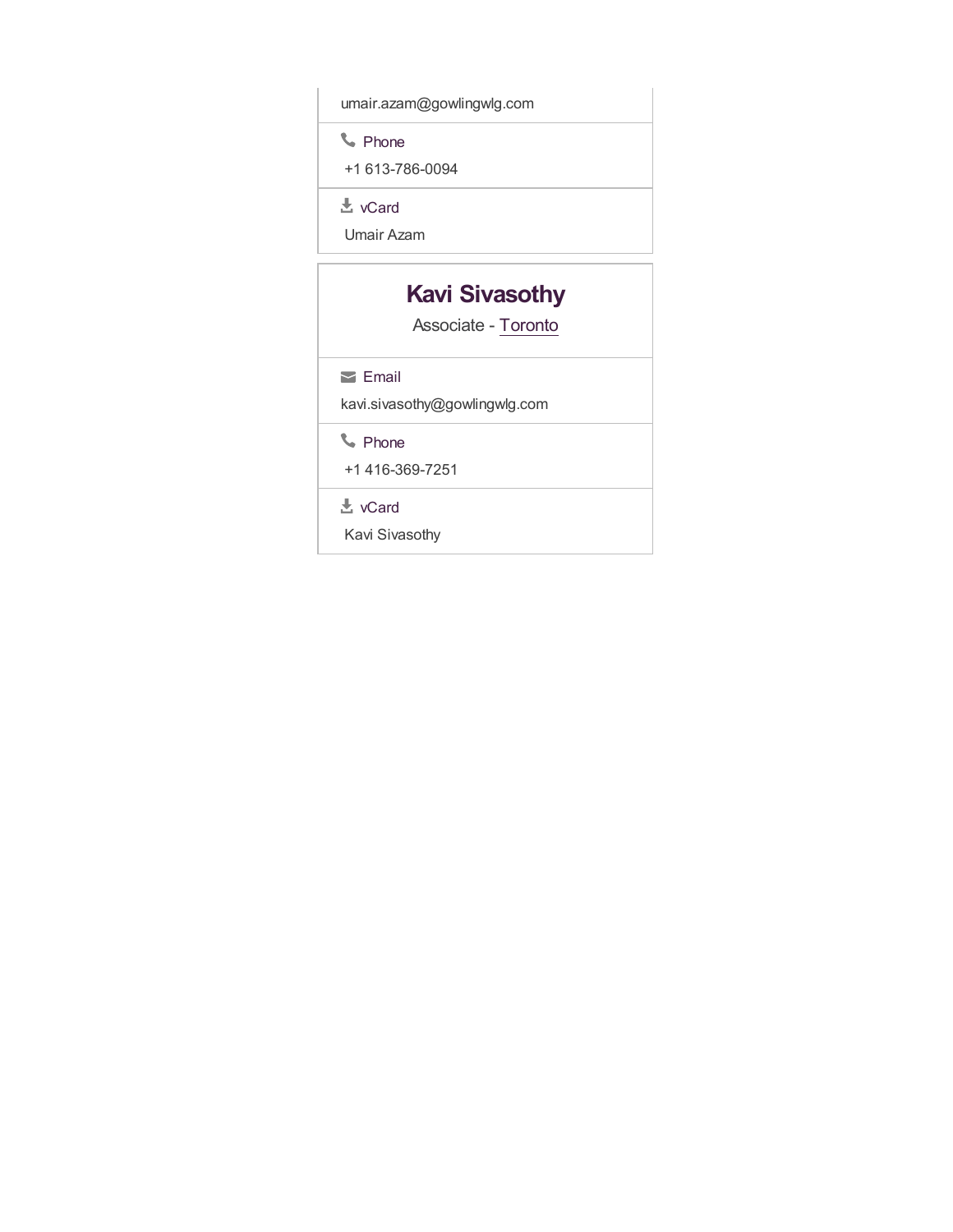umair.azam@gowlingwlg.com

Phone

+1 613-786-0094

vCard

Umair Azam

## Kavi Sivasothy

Associate - Toronto

Email

kavi.sivasothy@gowlingwlg.com

Phone

+1 416-369-7251

vCard

Kavi Sivasothy